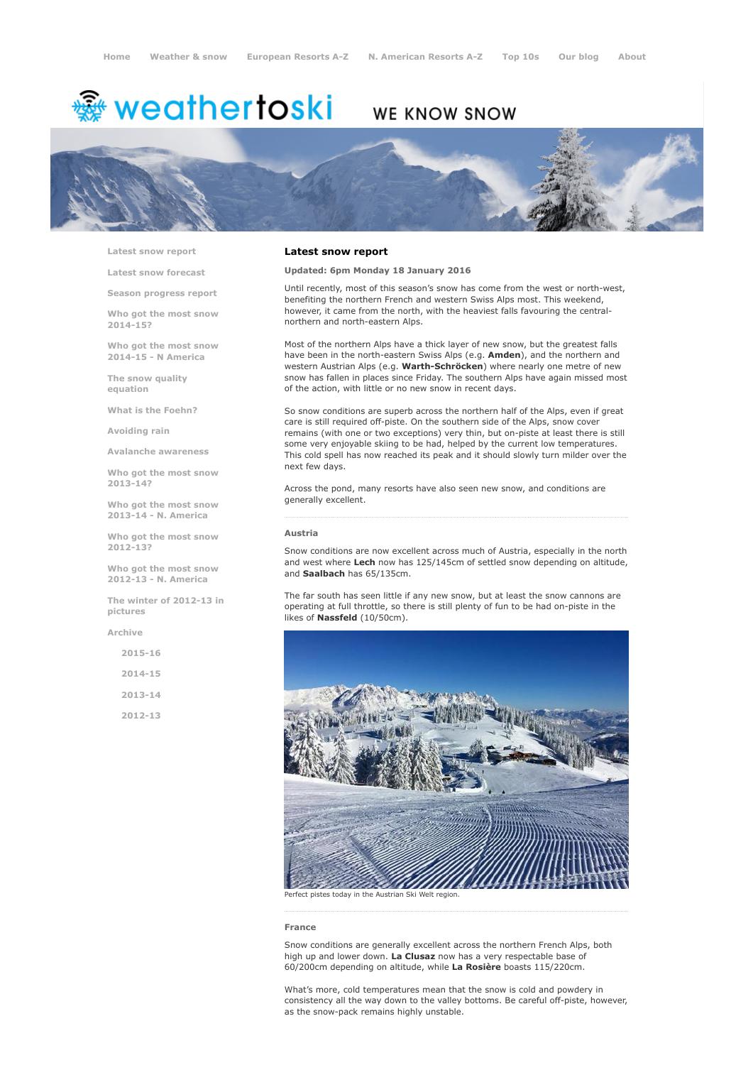Home | Weather & snow | European Resorts A-Z | N. American Resorts A-Z | Top 10s | Our blog | About

# weathertoski

WE KNOW SNOW

- Latest snow report
- Latest snow forecast
- Season progress report
- Who got the most snow 2014-15?
- Who got the most snow 2014-15 - N America
- The snow quality equation
- What is the Foehn?
- Avoiding rain
- Avalanche awareness
- Who got the most snow 2013-14?
- Who got the most snow 2013-14 - N. America
- Who got the most snow 2012-13?
- Who got the most snow 2012-13 - N. America
- The winter of 2012-13 in pictures
- Archive
  - 2015-16
  - 2014-15
  - 2013-14
  - 2012-13

## Latest snow report

**Updated: 6pm Monday 18 January 2016**

Until recently, most of this season's snow has come from the west or north-west, benefiting the northern French and western Swiss Alps most. This weekend, however, it came from the north, with the heaviest falls favouring the central-northern and north-eastern Alps.

Most of the northern Alps have a thick layer of new snow, but the greatest falls have been in the north-eastern Swiss Alps (e.g. **Amden**), and the northern and western Austrian Alps (e.g. **Warth-Schröcken**) where nearly one metre of new snow has fallen in places since Friday. The southern Alps have again missed most of the action, with little or no new snow in recent days.

So snow conditions are superb across the northern half of the Alps, even if great care is still required off-piste. On the southern side of the Alps, snow cover remains (with one or two exceptions) very thin, but on-piste at least there is still some very enjoyable skiing to be had, helped by the current low temperatures. This cold spell has now reached its peak and it should slowly turn milder over the next few days.

Across the pond, many resorts have also seen new snow, and conditions are generally excellent.

### Austria

Snow conditions are now excellent across much of Austria, especially in the north and west where **Lech** now has 125/145cm of settled snow depending on altitude, and **Saalbach** has 65/135cm.

The far south has seen little if any new snow, but at least the snow cannons are operating at full throttle, so there is still plenty of fun to be had on-piste in the likes of **Nassfeld** (10/50cm).

Perfect pistes today in the Austrian Ski Welt region.

### France

Snow conditions are generally excellent across the northern French Alps, both high up and lower down. **La Clusaz** now has a very respectable base of 60/200cm depending on altitude, while **La Rosière** boasts 115/220cm.

What's more, cold temperatures mean that the snow is cold and powdery in consistency all the way down to the valley bottoms. Be careful off-piste, however, as the snow-pack remains highly unstable.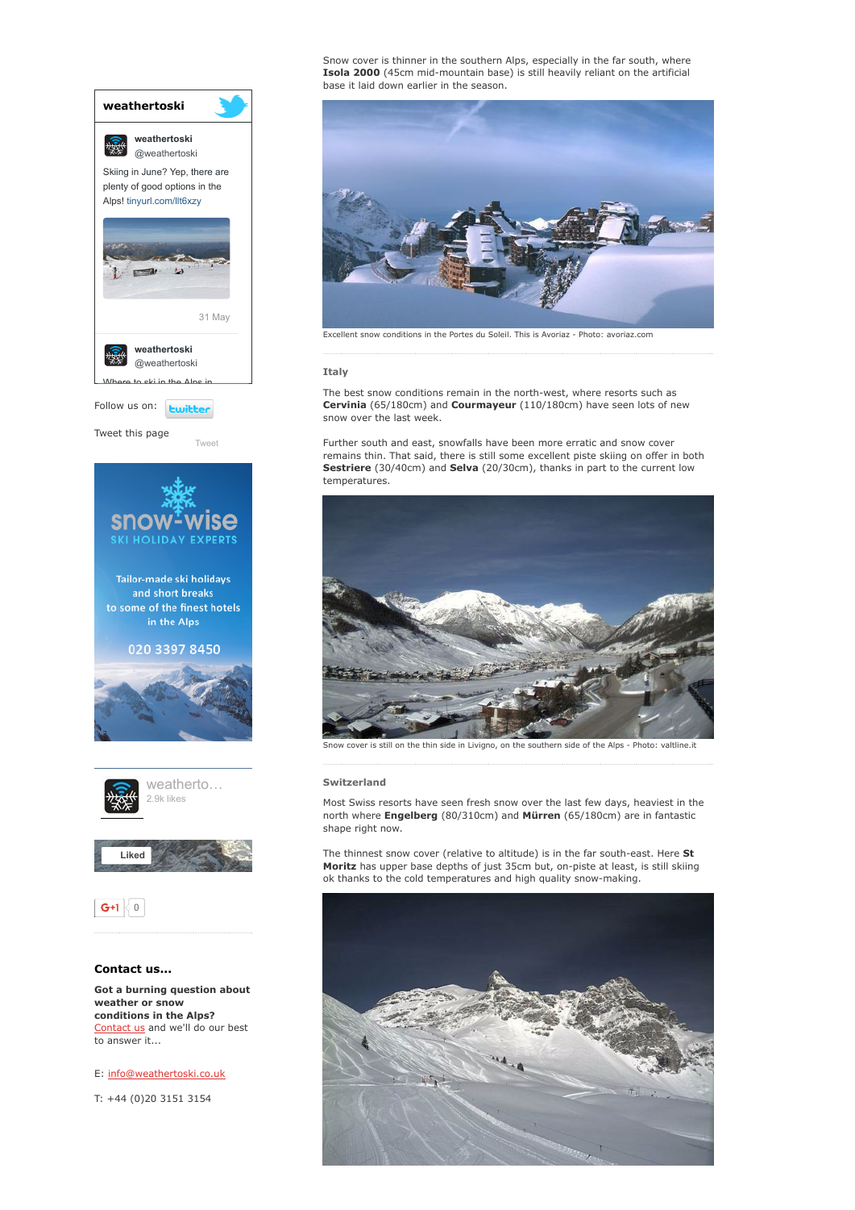Snow cover is thinner in the southern Alps, especially in the far south, where **Isola 2000** (45cm mid-mountain base) is still heavily reliant on the artificial base it laid down earlier in the season.

Excellent snow conditions in the Portes du Soleil. This is Avoriaz - Photo: avoriaz.com

### Italy

The best snow conditions remain in the north-west, where resorts such as **Cervinia** (65/180cm) and **Courmayeur** (110/180cm) have seen lots of new snow over the last week.

Further south and east, snowfalls have been more erratic and snow cover remains thin. That said, there is still some excellent piste skiing on offer in both **Sestriere** (30/40cm) and **Selva** (20/30cm), thanks in part to the current low temperatures.

Snow cover is still on the thin side in Livigno, on the southern side of the Alps - Photo: valtline.it

### Switzerland

Most Swiss resorts have seen fresh snow over the last few days, heaviest in the north where **Engelberg** (80/310cm) and **Mürren** (65/180cm) are in fantastic shape right now.

The thinnest snow cover (relative to altitude) is in the far south-east. Here **St Moritz** has upper base depths of just 35cm but, on-piste at least, is still skiing ok thanks to the cold temperatures and high quality snow-making.

weathertoski

weathertoski @weathertoski

Skiing in June? Yep, there are plenty of good options in the Alps! tinyurl.com/llt6xzy

31 May

weathertoski @weathertoski

Where to ski in the Alps in...

Follow us on: twitter

Tweet this page

Tweet

snow-wise SKI HOLIDAY EXPERTS

Tailor-made ski holidays and short breaks to some of the finest hotels in the Alps

020 3397 8450

weatherto... 2.9k likes

Liked

G+1 0

**Contact us...**

**Got a burning question about weather or snow conditions in the Alps?** Contact us and we'll do our best to answer it...

E: info@weathertoski.co.uk

T: +44 (0)20 3151 3154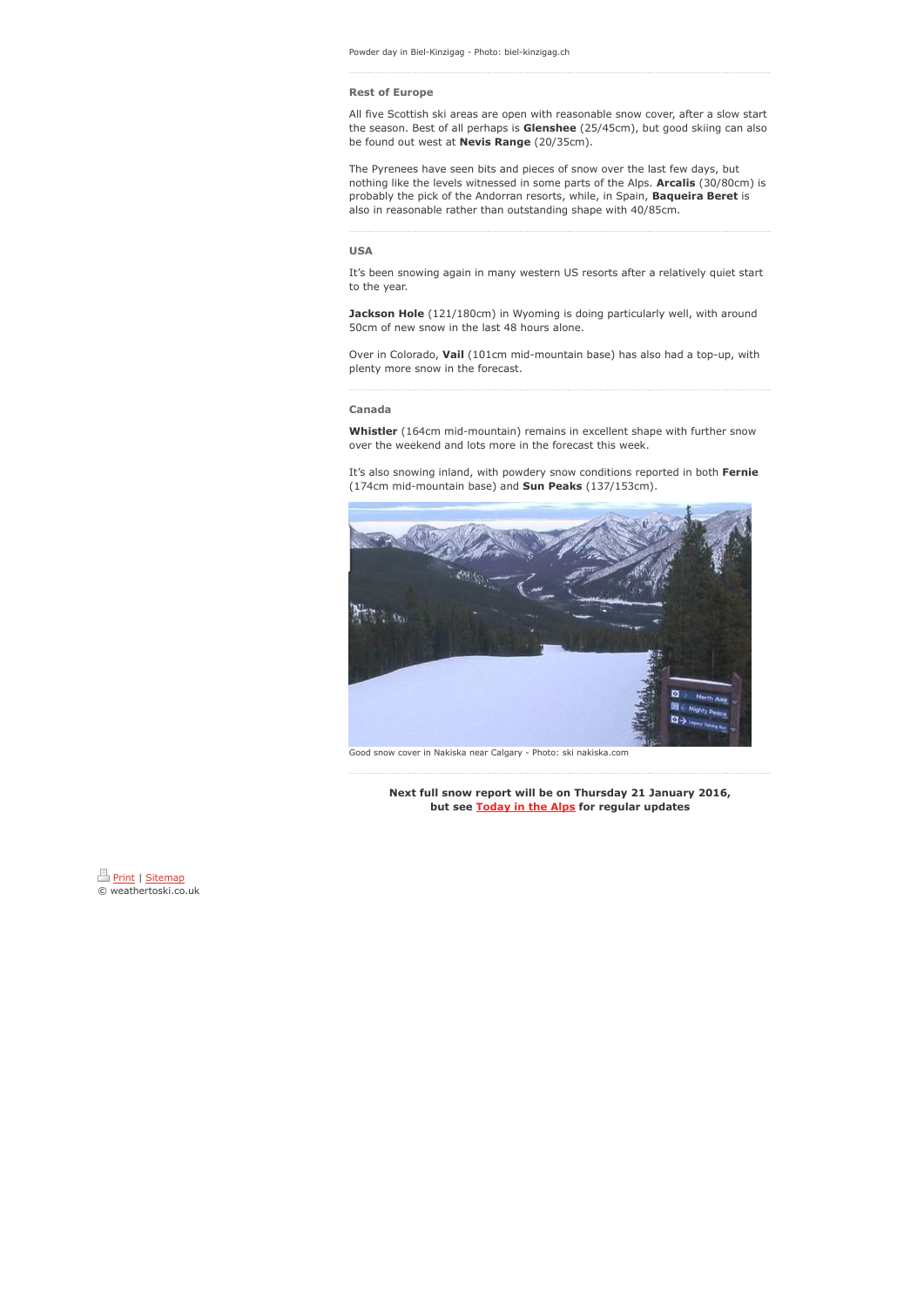Powder day in Biel-Kinzigag - Photo: biel-kinzigag.ch

### Rest of Europe

All five Scottish ski areas are open with reasonable snow cover, after a slow start the season. Best of all perhaps is **Glenshee** (25/45cm), but good skiing can also be found out west at **Nevis Range** (20/35cm).

The Pyrenees have seen bits and pieces of snow over the last few days, but nothing like the levels witnessed in some parts of the Alps. **Arcalis** (30/80cm) is probably the pick of the Andorran resorts, while, in Spain, **Baqueira Beret** is also in reasonable rather than outstanding shape with 40/85cm.

### USA

It's been snowing again in many western US resorts after a relatively quiet start to the year.

**Jackson Hole** (121/180cm) in Wyoming is doing particularly well, with around 50cm of new snow in the last 48 hours alone.

Over in Colorado, **Vail** (101cm mid-mountain base) has also had a top-up, with plenty more snow in the forecast.

### Canada

**Whistler** (164cm mid-mountain) remains in excellent shape with further snow over the weekend and lots more in the forecast this week.

It's also snowing inland, with powdery snow conditions reported in both **Fernie** (174cm mid-mountain base) and **Sun Peaks** (137/153cm).

Good snow cover in Nakiska near Calgary - Photo: ski nakiska.com

**Next full snow report will be on Thursday 21 January 2016, but see Today in the Alps for regular updates**

Print | Sitemap
© weathertoski.co.uk